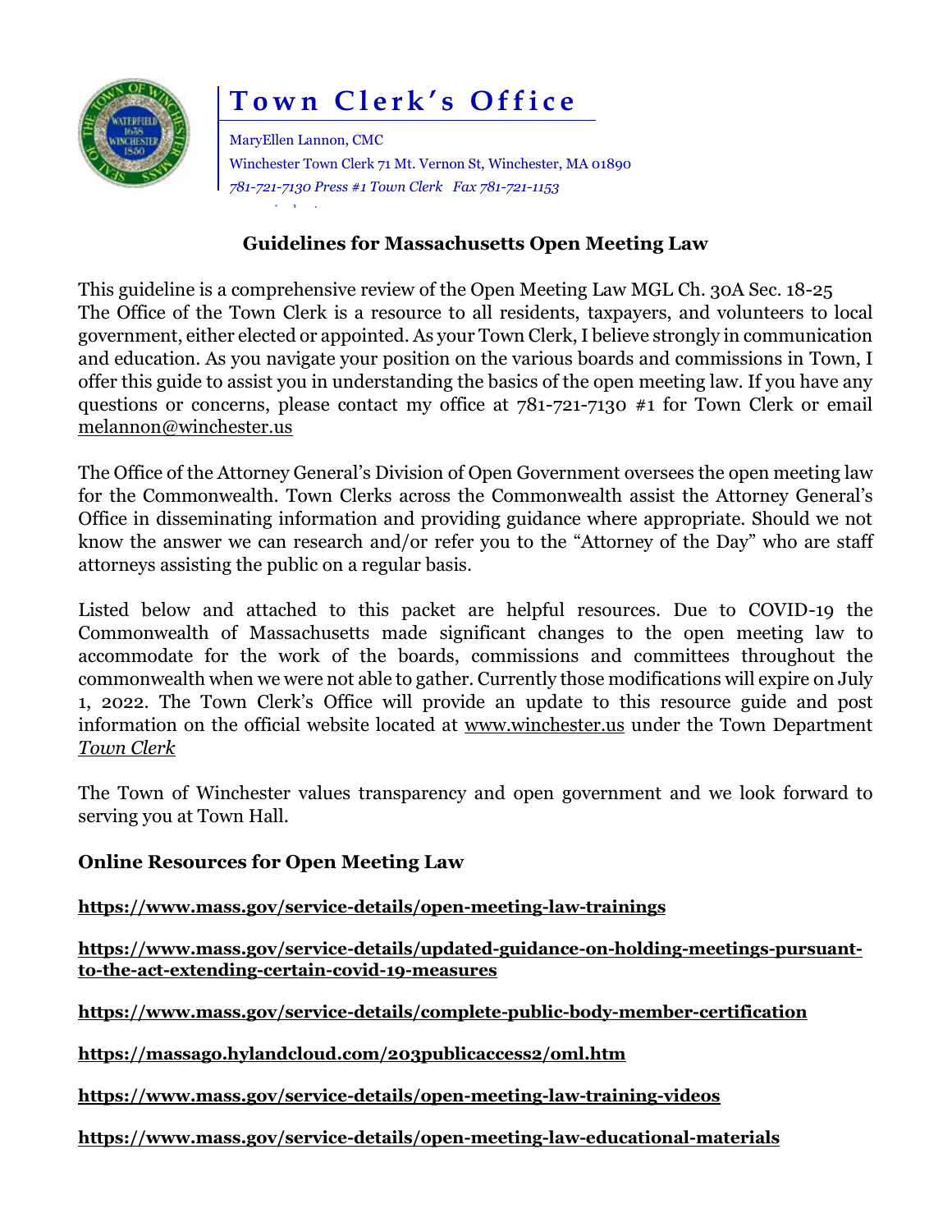# Town Clerk's Office

MaryEllen Lannon, CMC
Winchester Town Clerk 71 Mt. Vernon St, Winchester, MA 01890
*781-721-7130 Press #1 Town Clerk Fax 781-721-1153*

## Guidelines for Massachusetts Open Meeting Law

This guideline is a comprehensive review of the Open Meeting Law MGL Ch. 30A Sec. 18-25
The Office of the Town Clerk is a resource to all residents, taxpayers, and volunteers to local government, either elected or appointed. As your Town Clerk, I believe strongly in communication and education. As you navigate your position on the various boards and commissions in Town, I offer this guide to assist you in understanding the basics of the open meeting law. If you have any questions or concerns, please contact my office at 781-721-7130 #1 for Town Clerk or email melannon@winchester.us

The Office of the Attorney General's Division of Open Government oversees the open meeting law for the Commonwealth. Town Clerks across the Commonwealth assist the Attorney General's Office in disseminating information and providing guidance where appropriate. Should we not know the answer we can research and/or refer you to the "Attorney of the Day" who are staff attorneys assisting the public on a regular basis.

Listed below and attached to this packet are helpful resources. Due to COVID-19 the Commonwealth of Massachusetts made significant changes to the open meeting law to accommodate for the work of the boards, commissions and committees throughout the commonwealth when we were not able to gather. Currently those modifications will expire on July 1, 2022. The Town Clerk's Office will provide an update to this resource guide and post information on the official website located at www.winchester.us under the Town Department *Town Clerk*

The Town of Winchester values transparency and open government and we look forward to serving you at Town Hall.

### Online Resources for Open Meeting Law

**https://www.mass.gov/service-details/open-meeting-law-trainings**

**https://www.mass.gov/service-details/updated-guidance-on-holding-meetings-pursuant-to-the-act-extending-certain-covid-19-measures**

**https://www.mass.gov/service-details/complete-public-body-member-certification**

**https://massago.hylandcloud.com/203publicaccess2/oml.htm**

**https://www.mass.gov/service-details/open-meeting-law-training-videos**

**https://www.mass.gov/service-details/open-meeting-law-educational-materials**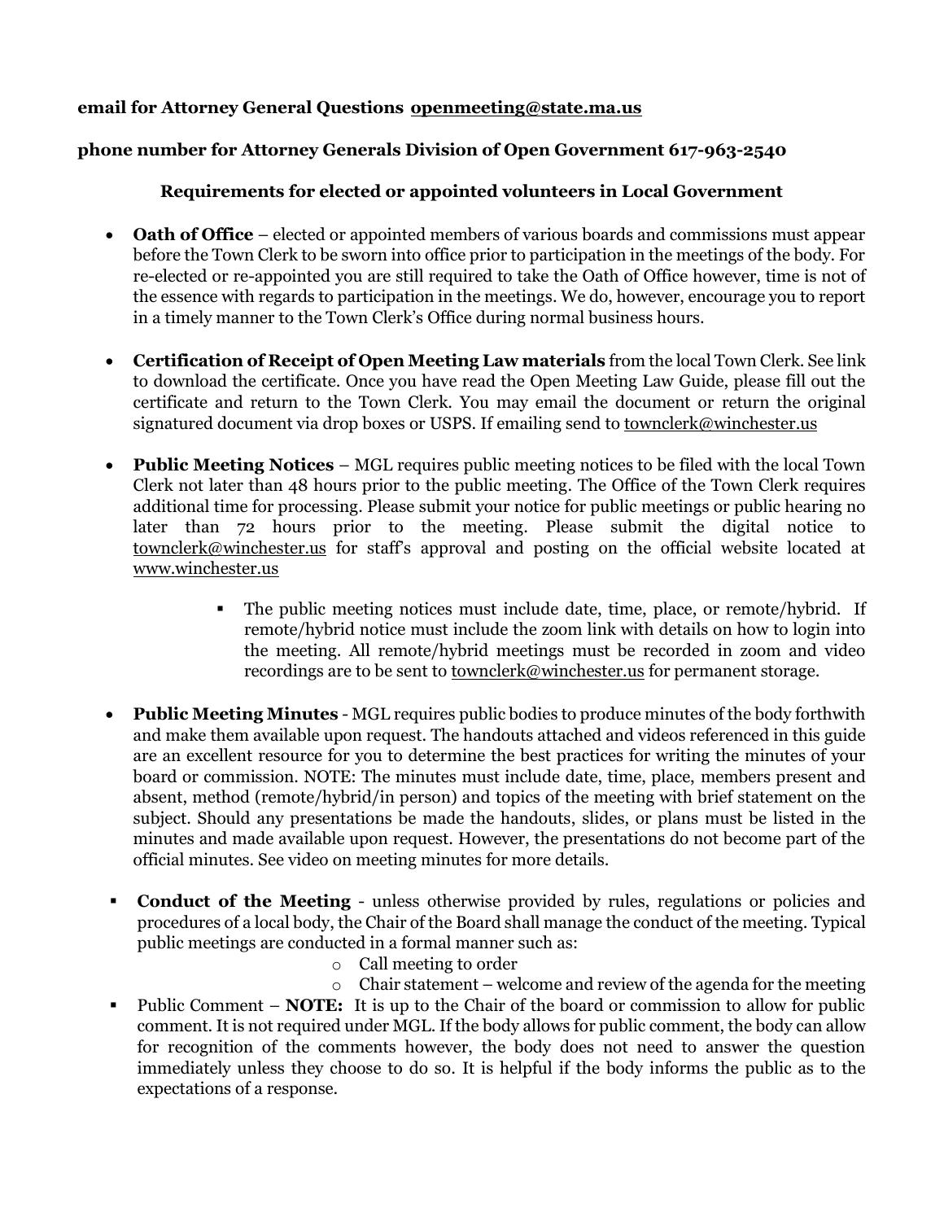**email for Attorney General Questions** **openmeeting@state.ma.us**

**phone number for Attorney Generals Division of Open Government 617-963-2540**

**Requirements for elected or appointed volunteers in Local Government**

- **Oath of Office** – elected or appointed members of various boards and commissions must appear before the Town Clerk to be sworn into office prior to participation in the meetings of the body. For re-elected or re-appointed you are still required to take the Oath of Office however, time is not of the essence with regards to participation in the meetings. We do, however, encourage you to report in a timely manner to the Town Clerk's Office during normal business hours.

- **Certification of Receipt of Open Meeting Law materials** from the local Town Clerk. See link to download the certificate. Once you have read the Open Meeting Law Guide, please fill out the certificate and return to the Town Clerk. You may email the document or return the original signatured document via drop boxes or USPS. If emailing send to townclerk@winchester.us

- **Public Meeting Notices** – MGL requires public meeting notices to be filed with the local Town Clerk not later than 48 hours prior to the public meeting. The Office of the Town Clerk requires additional time for processing. Please submit your notice for public meetings or public hearing no later than 72 hours prior to the meeting. Please submit the digital notice to townclerk@winchester.us for staff's approval and posting on the official website located at www.winchester.us

    - The public meeting notices must include date, time, place, or remote/hybrid. If remote/hybrid notice must include the zoom link with details on how to login into the meeting. All remote/hybrid meetings must be recorded in zoom and video recordings are to be sent to townclerk@winchester.us for permanent storage.

- **Public Meeting Minutes** - MGL requires public bodies to produce minutes of the body forthwith and make them available upon request. The handouts attached and videos referenced in this guide are an excellent resource for you to determine the best practices for writing the minutes of your board or commission. NOTE: The minutes must include date, time, place, members present and absent, method (remote/hybrid/in person) and topics of the meeting with brief statement on the subject. Should any presentations be made the handouts, slides, or plans must be listed in the minutes and made available upon request. However, the presentations do not become part of the official minutes. See video on meeting minutes for more details.

- **Conduct of the Meeting** - unless otherwise provided by rules, regulations or policies and procedures of a local body, the Chair of the Board shall manage the conduct of the meeting. Typical public meetings are conducted in a formal manner such as:
    - Call meeting to order
    - Chair statement – welcome and review of the agenda for the meeting
- Public Comment – **NOTE:** It is up to the Chair of the board or commission to allow for public comment. It is not required under MGL. If the body allows for public comment, the body can allow for recognition of the comments however, the body does not need to answer the question immediately unless they choose to do so. It is helpful if the body informs the public as to the expectations of a response.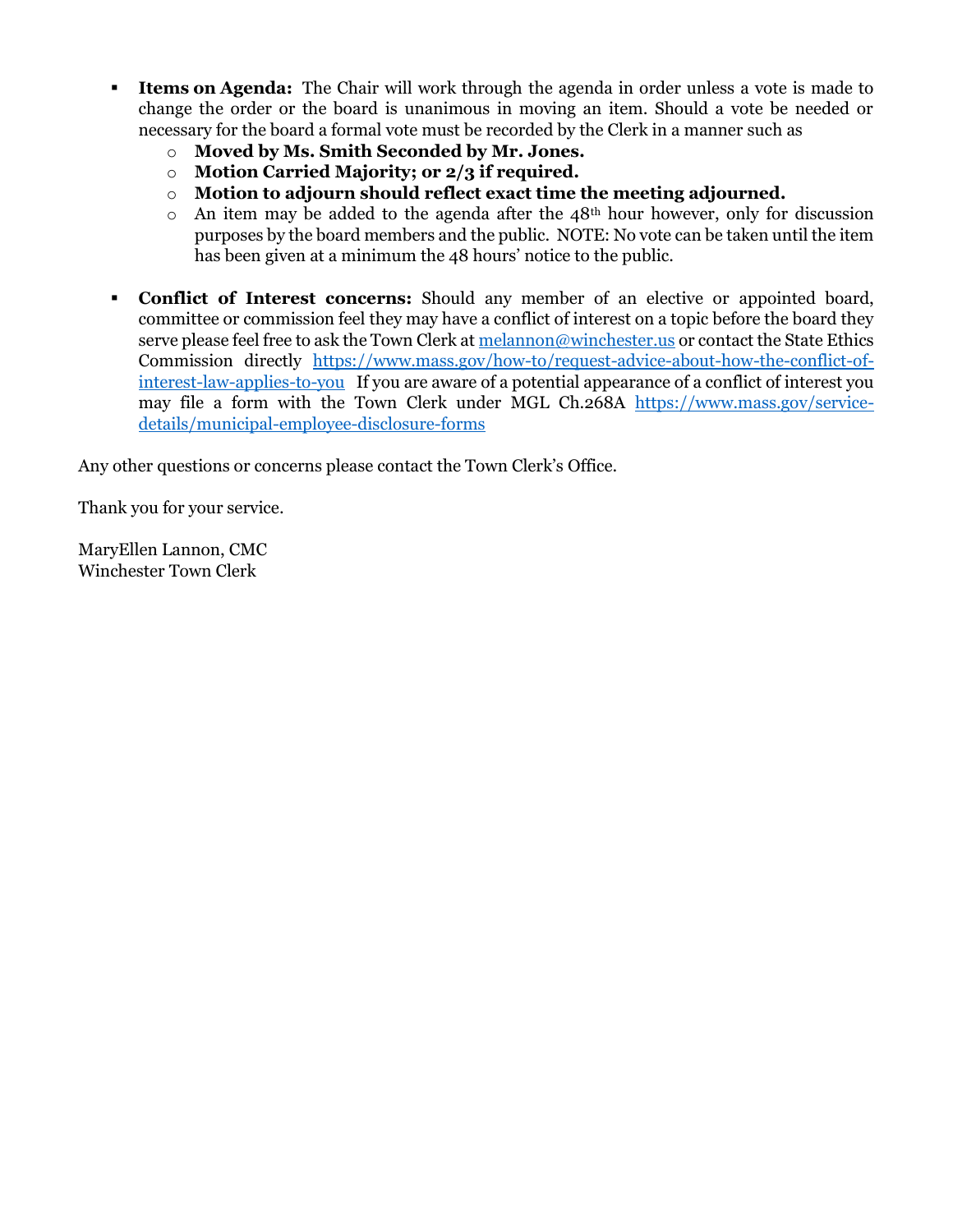- **Items on Agenda:** The Chair will work through the agenda in order unless a vote is made to change the order or the board is unanimous in moving an item. Should a vote be needed or necessary for the board a formal vote must be recorded by the Clerk in a manner such as
  - **Moved by Ms. Smith Seconded by Mr. Jones.**
  - **Motion Carried Majority; or 2/3 if required.**
  - **Motion to adjourn should reflect exact time the meeting adjourned.**
  - An item may be added to the agenda after the 48th hour however, only for discussion purposes by the board members and the public. NOTE: No vote can be taken until the item has been given at a minimum the 48 hours' notice to the public.

- **Conflict of Interest concerns:** Should any member of an elective or appointed board, committee or commission feel they may have a conflict of interest on a topic before the board they serve please feel free to ask the Town Clerk at melannon@winchester.us or contact the State Ethics Commission directly https://www.mass.gov/how-to/request-advice-about-how-the-conflict-of-interest-law-applies-to-you If you are aware of a potential appearance of a conflict of interest you may file a form with the Town Clerk under MGL Ch.268A https://www.mass.gov/service-details/municipal-employee-disclosure-forms

Any other questions or concerns please contact the Town Clerk's Office.

Thank you for your service.

MaryEllen Lannon, CMC
Winchester Town Clerk